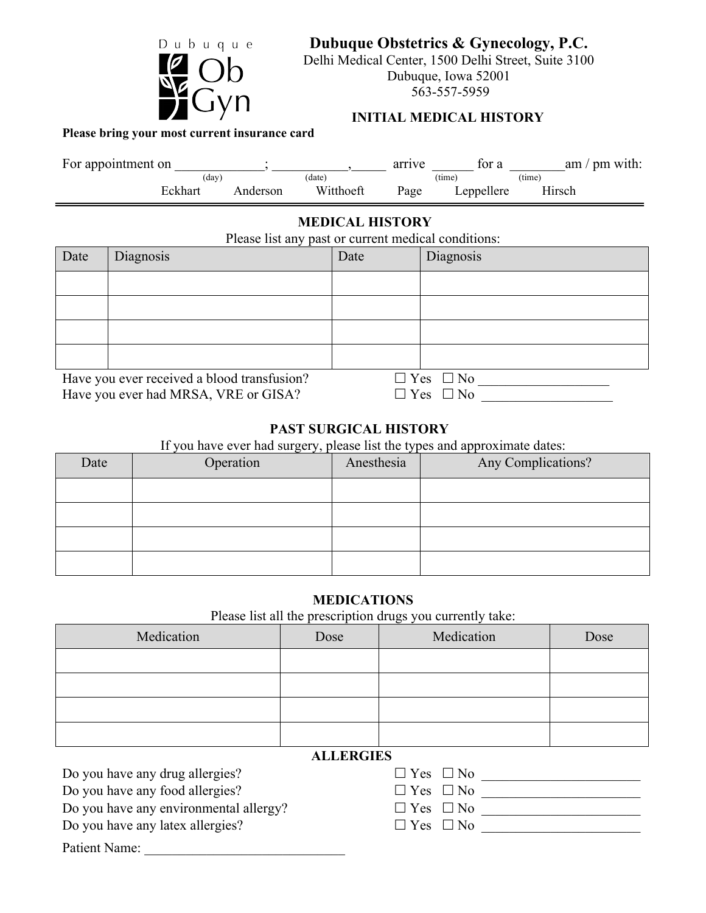Dubuque Ob Gyn

# Dubuque Obstetrics & Gynecology, P.C.

Delhi Medical Center, 1500 Delhi Street, Suite 3100
Dubuque, Iowa 52001
563-557-5959

## INITIAL MEDICAL HISTORY

**Please bring your most current insurance card**

For appointment on _____________; ___________,_____ arrive ______ for a ________am / pm with:
(day) (date) (time) (time)

Eckhart Anderson Witthoeft Page Leppellere Hirsch

## MEDICAL HISTORY

Please list any past or current medical conditions:

| Date | Diagnosis | Date | Diagnosis |
|---|---|---|---|
| | | | |
| | | | |
| | | | |
| | | | |

Have you ever received a blood transfusion? ☐ Yes ☐ No ___________________

Have you ever had MRSA, VRE or GISA? ☐ Yes ☐ No ___________________

## PAST SURGICAL HISTORY

If you have ever had surgery, please list the types and approximate dates:

| Date | Operation | Anesthesia | Any Complications? |
|---|---|---|---|
| | | | |
| | | | |
| | | | |
| | | | |

## MEDICATIONS

Please list all the prescription drugs you currently take:

| Medication | Dose | Medication | Dose |
|---|---|---|---|
| | | | |
| | | | |
| | | | |
| | | | |

## ALLERGIES

Do you have any drug allergies? ☐ Yes ☐ No _______________________

Do you have any food allergies? ☐ Yes ☐ No _______________________

Do you have any environmental allergy? ☐ Yes ☐ No _______________________

Do you have any latex allergies? ☐ Yes ☐ No _______________________

Patient Name: _____________________________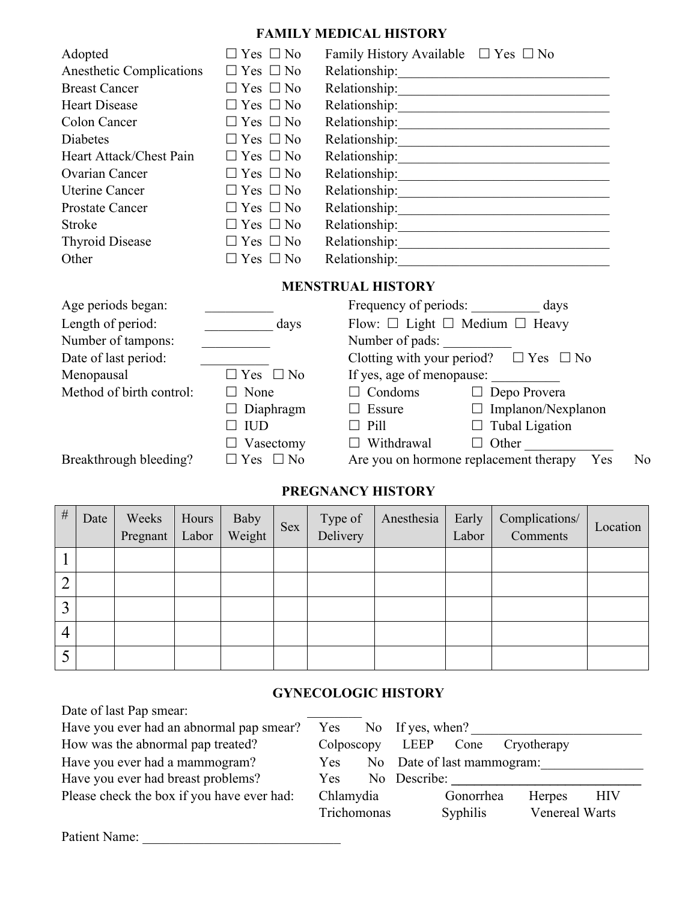## FAMILY MEDICAL HISTORY

| | | |
|---|---|---|
| Adopted | ☐ Yes ☐ No | Family History Available ☐ Yes ☐ No |
| Anesthetic Complications | ☐ Yes ☐ No | Relationship:______________________________ |
| Breast Cancer | ☐ Yes ☐ No | Relationship:______________________________ |
| Heart Disease | ☐ Yes ☐ No | Relationship:______________________________ |
| Colon Cancer | ☐ Yes ☐ No | Relationship:______________________________ |
| Diabetes | ☐ Yes ☐ No | Relationship:______________________________ |
| Heart Attack/Chest Pain | ☐ Yes ☐ No | Relationship:______________________________ |
| Ovarian Cancer | ☐ Yes ☐ No | Relationship:______________________________ |
| Uterine Cancer | ☐ Yes ☐ No | Relationship:______________________________ |
| Prostate Cancer | ☐ Yes ☐ No | Relationship:______________________________ |
| Stroke | ☐ Yes ☐ No | Relationship:______________________________ |
| Thyroid Disease | ☐ Yes ☐ No | Relationship:______________________________ |
| Other | ☐ Yes ☐ No | Relationship:______________________________ |

## MENSTRUAL HISTORY

Age periods began: __________ Frequency of periods: __________ days

Length of period: __________ days Flow: ☐ Light ☐ Medium ☐ Heavy

Number of tampons: __________ Number of pads: __________

Date of last period: __________ Clotting with your period? ☐ Yes ☐ No

Menopausal ☐ Yes ☐ No If yes, age of menopause: __________

Method of birth control:

| | | |
|---|---|---|
| ☐ None | ☐ Condoms | ☐ Depo Provera |
| ☐ Diaphragm | ☐ Essure | ☐ Implanon/Nexplanon |
| ☐ IUD | ☐ Pill | ☐ Tubal Ligation |
| ☐ Vasectomy | ☐ Withdrawal | ☐ Other ____________ |

Breakthrough bleeding? ☐ Yes ☐ No Are you on hormone replacement therapy Yes No

## PREGNANCY HISTORY

| # | Date | Weeks Pregnant | Hours Labor | Baby Weight | Sex | Type of Delivery | Anesthesia | Early Labor | Complications/ Comments | Location |
|---|---|---|---|---|---|---|---|---|---|---|
| 1 | | | | | | | | | | |
| 2 | | | | | | | | | | |
| 3 | | | | | | | | | | |
| 4 | | | | | | | | | | |
| 5 | | | | | | | | | | |

## GYNECOLOGIC HISTORY

Date of last Pap smear: ________

Have you ever had an abnormal pap smear? Yes No If yes, when? ________________________

How was the abnormal pap treated? Colposcopy LEEP Cone Cryotherapy

Have you ever had a mammogram? Yes No Date of last mammogram:______________

Have you ever had breast problems? Yes No Describe: ____________________________

Please check the box if you have ever had: Chlamydia Gonorrhea Herpes HIV Trichomonas Syphilis Venereal Warts

Patient Name: ____________________________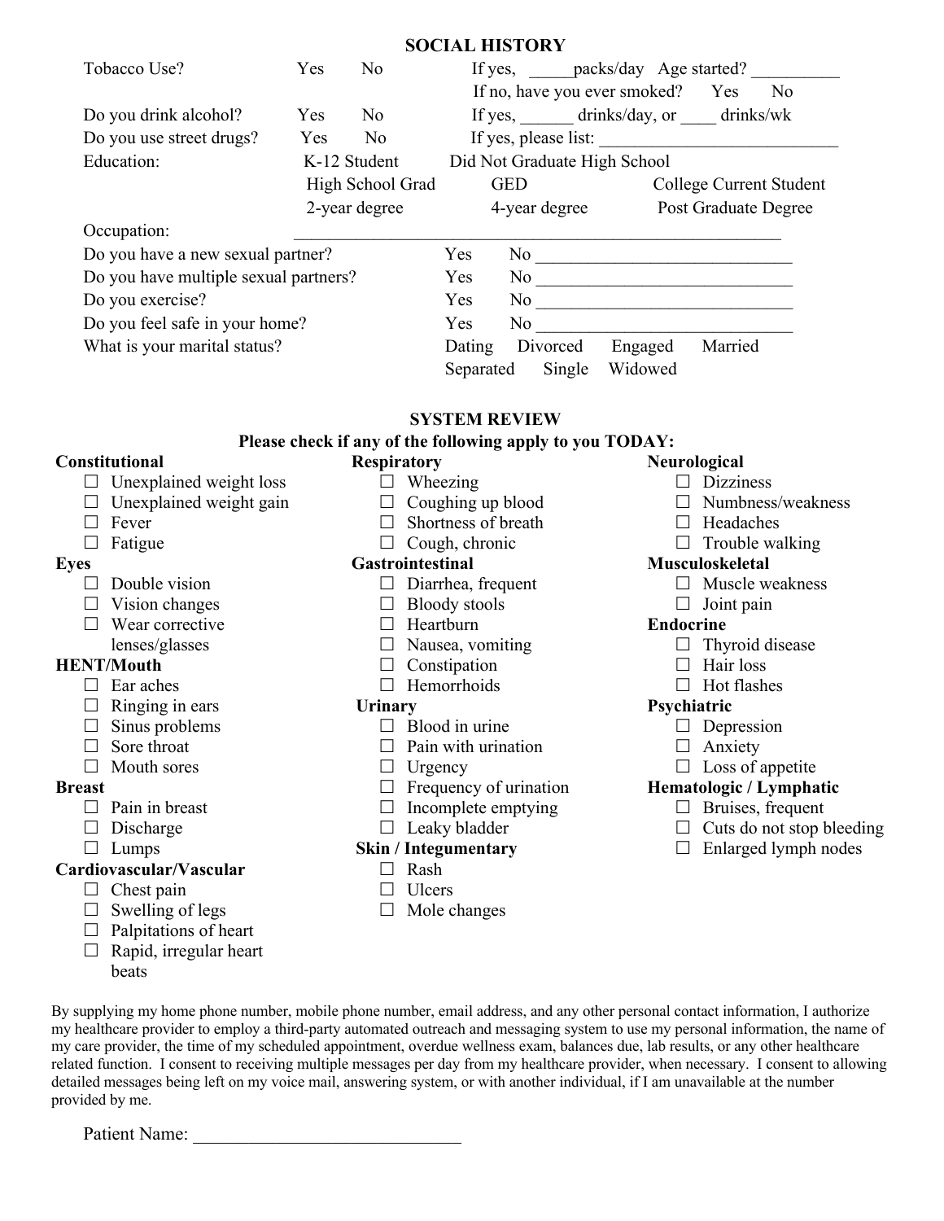## SOCIAL HISTORY

Tobacco Use? Yes No If yes, _____packs/day Age started? __________
If no, have you ever smoked? Yes No

Do you drink alcohol? Yes No If yes, ______ drinks/day, or ____ drinks/wk

Do you use street drugs? Yes No If yes, please list: ___________________________

Education: K-12 Student Did Not Graduate High School High School Grad GED College Current Student 2-year degree 4-year degree Post Graduate Degree

Occupation: ___________________________________________________________

Do you have a new sexual partner? Yes No ______________________________

Do you have multiple sexual partners? Yes No ______________________________

Do you exercise? Yes No ______________________________

Do you feel safe in your home? Yes No ______________________________

What is your marital status? Dating Divorced Engaged Married Separated Single Widowed

## SYSTEM REVIEW

**Please check if any of the following apply to you TODAY:**

**Constitutional**
- ☐ Unexplained weight loss
- ☐ Unexplained weight gain
- ☐ Fever
- ☐ Fatigue

**Eyes**
- ☐ Double vision
- ☐ Vision changes
- ☐ Wear corrective lenses/glasses

**HENT/Mouth**
- ☐ Ear aches
- ☐ Ringing in ears
- ☐ Sinus problems
- ☐ Sore throat
- ☐ Mouth sores

**Breast**
- ☐ Pain in breast
- ☐ Discharge
- ☐ Lumps

**Cardiovascular/Vascular**
- ☐ Chest pain
- ☐ Swelling of legs
- ☐ Palpitations of heart
- ☐ Rapid, irregular heart beats

**Respiratory**
- ☐ Wheezing
- ☐ Coughing up blood
- ☐ Shortness of breath
- ☐ Cough, chronic

**Gastrointestinal**
- ☐ Diarrhea, frequent
- ☐ Bloody stools
- ☐ Heartburn
- ☐ Nausea, vomiting
- ☐ Constipation
- ☐ Hemorrhoids

**Urinary**
- ☐ Blood in urine
- ☐ Pain with urination
- ☐ Urgency
- ☐ Frequency of urination
- ☐ Incomplete emptying
- ☐ Leaky bladder

**Skin / Integumentary**
- ☐ Rash
- ☐ Ulcers
- ☐ Mole changes

**Neurological**
- ☐ Dizziness
- ☐ Numbness/weakness
- ☐ Headaches
- ☐ Trouble walking

**Musculoskeletal**
- ☐ Muscle weakness
- ☐ Joint pain

**Endocrine**
- ☐ Thyroid disease
- ☐ Hair loss
- ☐ Hot flashes

**Psychiatric**
- ☐ Depression
- ☐ Anxiety
- ☐ Loss of appetite

**Hematologic / Lymphatic**
- ☐ Bruises, frequent
- ☐ Cuts do not stop bleeding
- ☐ Enlarged lymph nodes

By supplying my home phone number, mobile phone number, email address, and any other personal contact information, I authorize my healthcare provider to employ a third-party automated outreach and messaging system to use my personal information, the name of my care provider, the time of my scheduled appointment, overdue wellness exam, balances due, lab results, or any other healthcare related function. I consent to receiving multiple messages per day from my healthcare provider, when necessary. I consent to allowing detailed messages being left on my voice mail, answering system, or with another individual, if I am unavailable at the number provided by me.

Patient Name: _____________________________